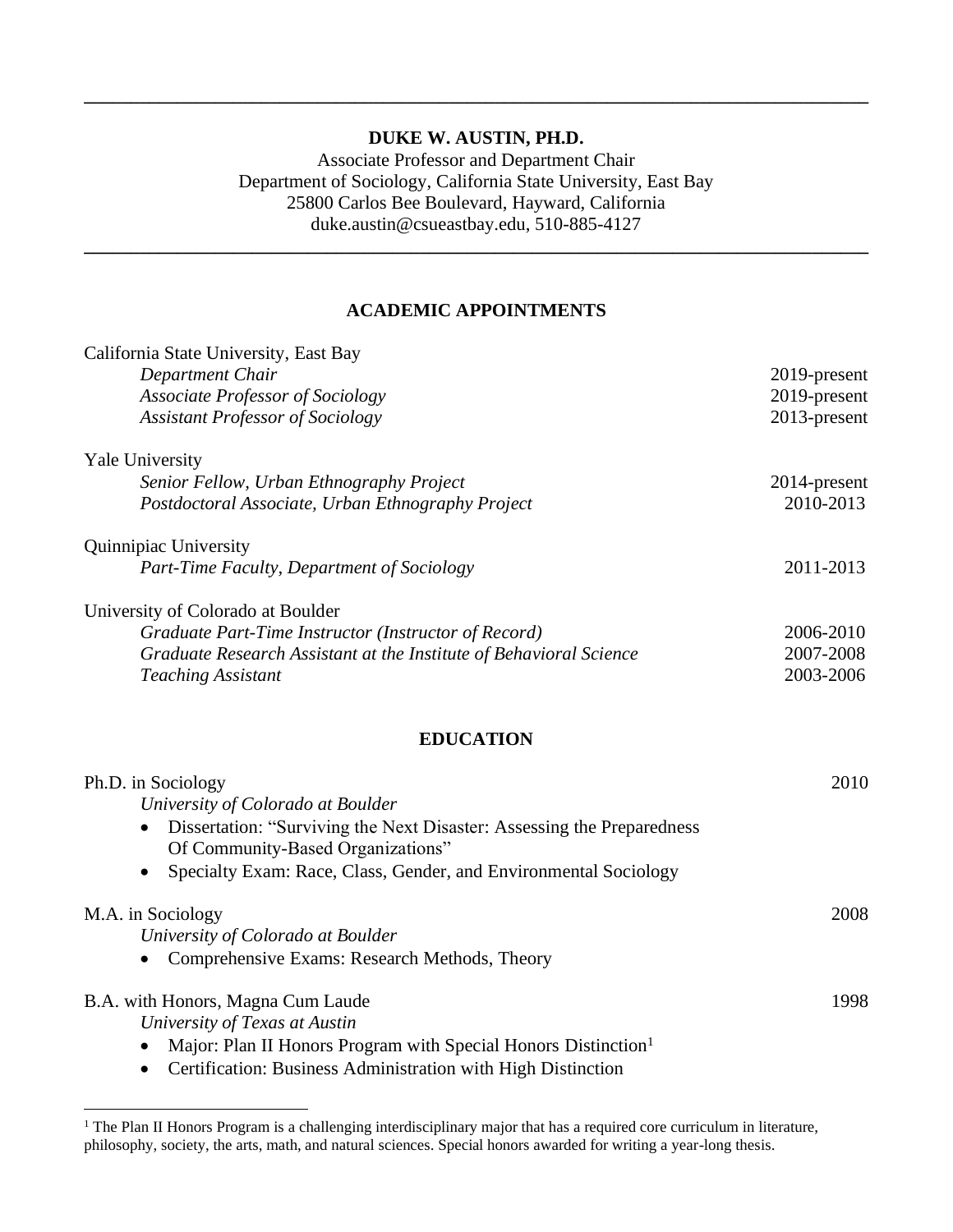# DUKE W. AUSTIN, PH.D.

Associate Professor and Department Chair
Department of Sociology, California State University, East Bay
25800 Carlos Bee Boulevard, Hayward, California
duke.austin@csueastbay.edu, 510-885-4127

## ACADEMIC APPOINTMENTS

California State University, East Bay

- *Department Chair* — 2019-present
- *Associate Professor of Sociology* — 2019-present
- *Assistant Professor of Sociology* — 2013-present

Yale University

- *Senior Fellow, Urban Ethnography Project* — 2014-present
- *Postdoctoral Associate, Urban Ethnography Project* — 2010-2013

Quinnipiac University

- *Part-Time Faculty, Department of Sociology* — 2011-2013

University of Colorado at Boulder

- *Graduate Part-Time Instructor (Instructor of Record)* — 2006-2010
- *Graduate Research Assistant at the Institute of Behavioral Science* — 2007-2008
- *Teaching Assistant* — 2003-2006

## EDUCATION

Ph.D. in Sociology — 2010
*University of Colorado at Boulder*

- Dissertation: "Surviving the Next Disaster: Assessing the Preparedness Of Community-Based Organizations"
- Specialty Exam: Race, Class, Gender, and Environmental Sociology

M.A. in Sociology — 2008
*University of Colorado at Boulder*

- Comprehensive Exams: Research Methods, Theory

B.A. with Honors, Magna Cum Laude — 1998
*University of Texas at Austin*

- Major: Plan II Honors Program with Special Honors Distinction[1]
- Certification: Business Administration with High Distinction

---

[1] The Plan II Honors Program is a challenging interdisciplinary major that has a required core curriculum in literature, philosophy, society, the arts, math, and natural sciences. Special honors awarded for writing a year-long thesis.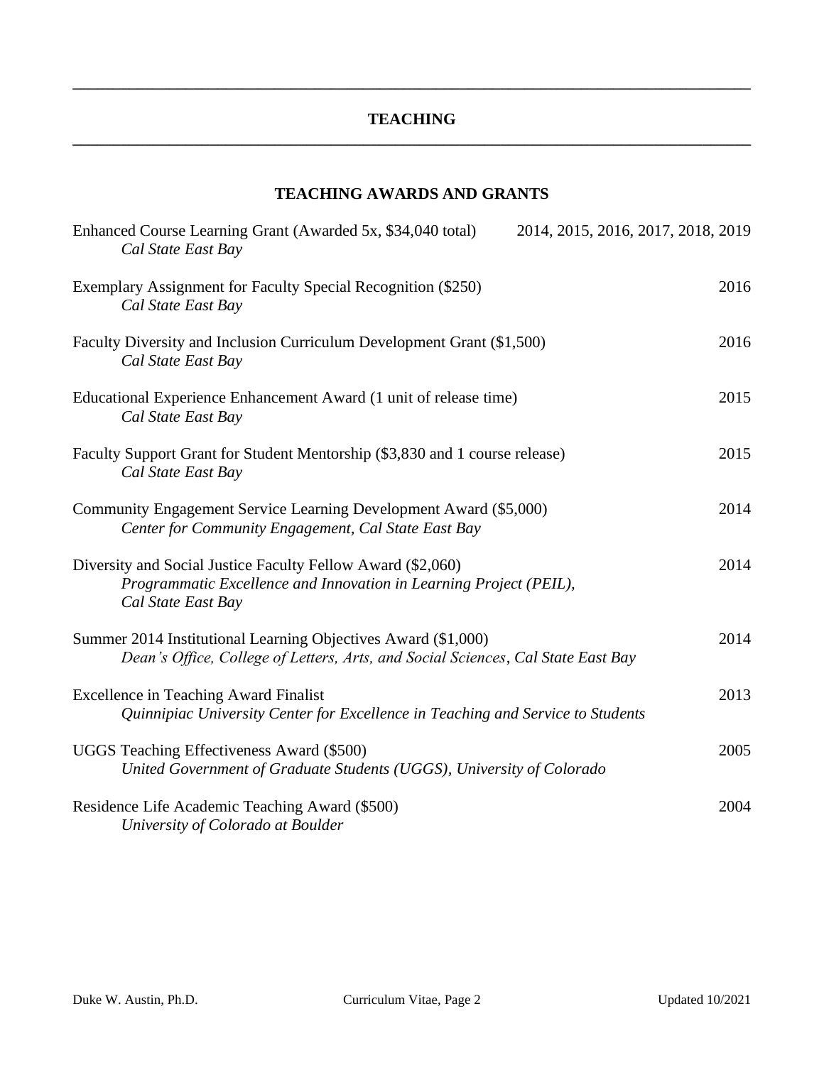## TEACHING

### TEACHING AWARDS AND GRANTS

Enhanced Course Learning Grant (Awarded 5x, $34,040 total) 2014, 2015, 2016, 2017, 2018, 2019
*Cal State East Bay*

Exemplary Assignment for Faculty Special Recognition ($250) 2016
*Cal State East Bay*

Faculty Diversity and Inclusion Curriculum Development Grant ($1,500) 2016
*Cal State East Bay*

Educational Experience Enhancement Award (1 unit of release time) 2015
*Cal State East Bay*

Faculty Support Grant for Student Mentorship ($3,830 and 1 course release) 2015
*Cal State East Bay*

Community Engagement Service Learning Development Award ($5,000) 2014
*Center for Community Engagement, Cal State East Bay*

Diversity and Social Justice Faculty Fellow Award ($2,060) 2014
*Programmatic Excellence and Innovation in Learning Project (PEIL), Cal State East Bay*

Summer 2014 Institutional Learning Objectives Award ($1,000) 2014
*Dean's Office, College of Letters, Arts, and Social Sciences*, *Cal State East Bay*

Excellence in Teaching Award Finalist 2013
*Quinnipiac University Center for Excellence in Teaching and Service to Students*

UGGS Teaching Effectiveness Award ($500) 2005
*United Government of Graduate Students (UGGS), University of Colorado*

Residence Life Academic Teaching Award ($500) 2004
*University of Colorado at Boulder*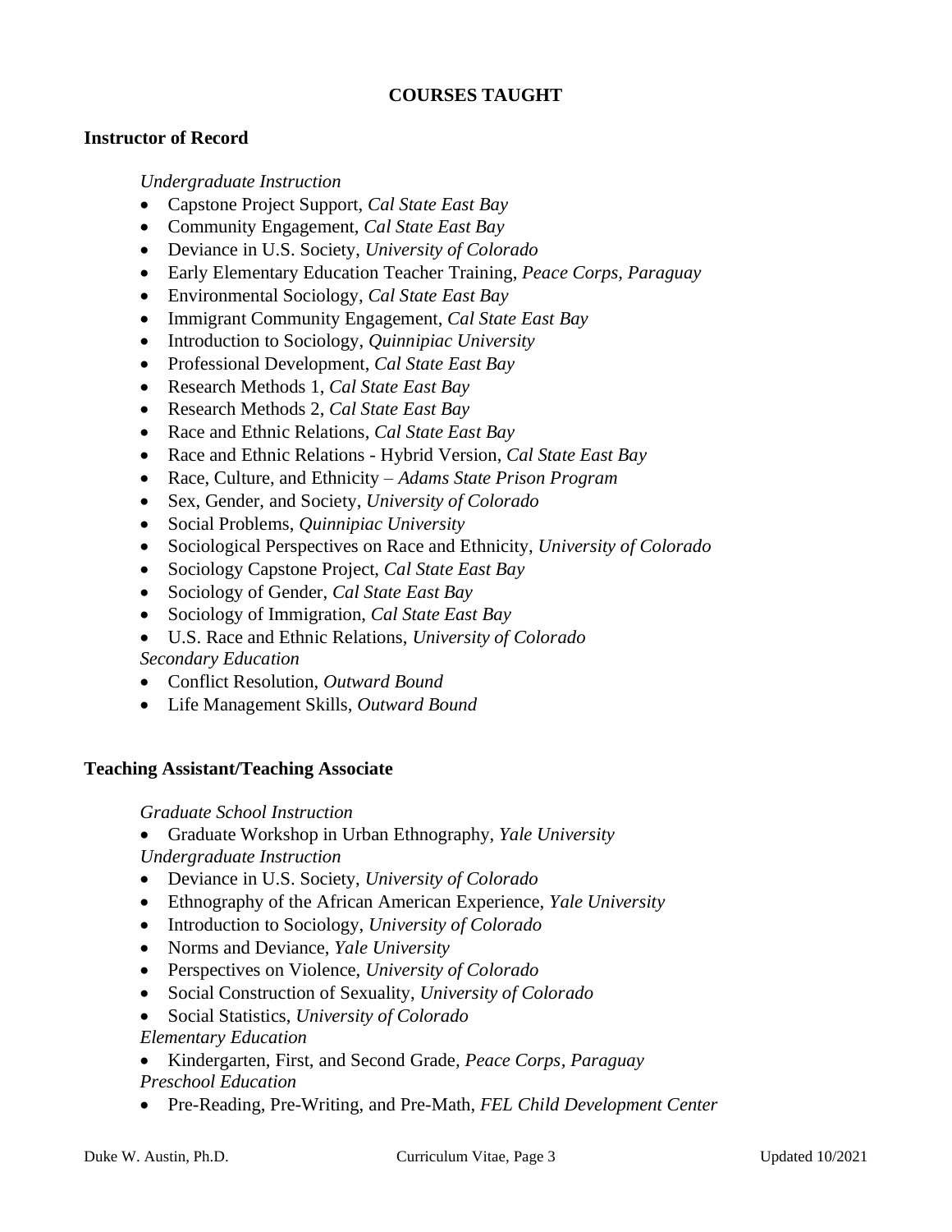## COURSES TAUGHT

### Instructor of Record

*Undergraduate Instruction*

- Capstone Project Support, *Cal State East Bay*
- Community Engagement, *Cal State East Bay*
- Deviance in U.S. Society, *University of Colorado*
- Early Elementary Education Teacher Training, *Peace Corps, Paraguay*
- Environmental Sociology, *Cal State East Bay*
- Immigrant Community Engagement, *Cal State East Bay*
- Introduction to Sociology, *Quinnipiac University*
- Professional Development, *Cal State East Bay*
- Research Methods 1, *Cal State East Bay*
- Research Methods 2, *Cal State East Bay*
- Race and Ethnic Relations, *Cal State East Bay*
- Race and Ethnic Relations - Hybrid Version, *Cal State East Bay*
- Race, Culture, and Ethnicity – *Adams State Prison Program*
- Sex, Gender, and Society, *University of Colorado*
- Social Problems, *Quinnipiac University*
- Sociological Perspectives on Race and Ethnicity, *University of Colorado*
- Sociology Capstone Project, *Cal State East Bay*
- Sociology of Gender, *Cal State East Bay*
- Sociology of Immigration, *Cal State East Bay*
- U.S. Race and Ethnic Relations, *University of Colorado*

*Secondary Education*

- Conflict Resolution, *Outward Bound*
- Life Management Skills, *Outward Bound*

### Teaching Assistant/Teaching Associate

*Graduate School Instruction*

- Graduate Workshop in Urban Ethnography, *Yale University*

*Undergraduate Instruction*

- Deviance in U.S. Society, *University of Colorado*
- Ethnography of the African American Experience, *Yale University*
- Introduction to Sociology, *University of Colorado*
- Norms and Deviance, *Yale University*
- Perspectives on Violence, *University of Colorado*
- Social Construction of Sexuality, *University of Colorado*
- Social Statistics, *University of Colorado*

*Elementary Education*

- Kindergarten, First, and Second Grade, *Peace Corps, Paraguay*

*Preschool Education*

- Pre-Reading, Pre-Writing, and Pre-Math, *FEL Child Development Center*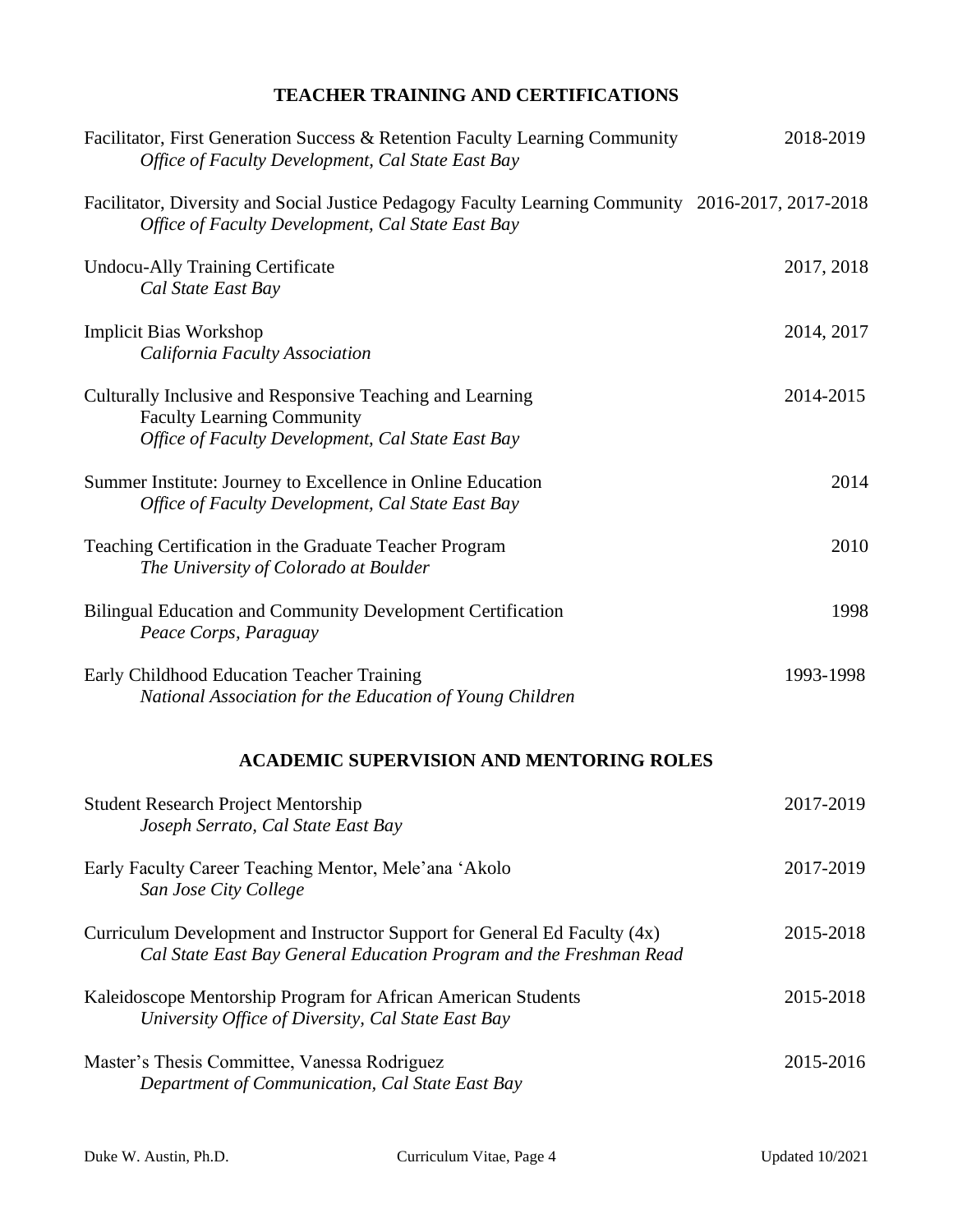## TEACHER TRAINING AND CERTIFICATIONS

Facilitator, First Generation Success & Retention Faculty Learning Community — 2018-2019
*Office of Faculty Development, Cal State East Bay*

Facilitator, Diversity and Social Justice Pedagogy Faculty Learning Community — 2016-2017, 2017-2018
*Office of Faculty Development, Cal State East Bay*

Undocu-Ally Training Certificate — 2017, 2018
*Cal State East Bay*

Implicit Bias Workshop — 2014, 2017
*California Faculty Association*

Culturally Inclusive and Responsive Teaching and Learning Faculty Learning Community — 2014-2015
*Office of Faculty Development, Cal State East Bay*

Summer Institute: Journey to Excellence in Online Education — 2014
*Office of Faculty Development, Cal State East Bay*

Teaching Certification in the Graduate Teacher Program — 2010
*The University of Colorado at Boulder*

Bilingual Education and Community Development Certification — 1998
*Peace Corps, Paraguay*

Early Childhood Education Teacher Training — 1993-1998
*National Association for the Education of Young Children*

## ACADEMIC SUPERVISION AND MENTORING ROLES

Student Research Project Mentorship — 2017-2019
*Joseph Serrato, Cal State East Bay*

Early Faculty Career Teaching Mentor, Mele'ana 'Akolo — 2017-2019
*San Jose City College*

Curriculum Development and Instructor Support for General Ed Faculty (4x) — 2015-2018
*Cal State East Bay General Education Program and the Freshman Read*

Kaleidoscope Mentorship Program for African American Students — 2015-2018
*University Office of Diversity, Cal State East Bay*

Master's Thesis Committee, Vanessa Rodriguez — 2015-2016
*Department of Communication, Cal State East Bay*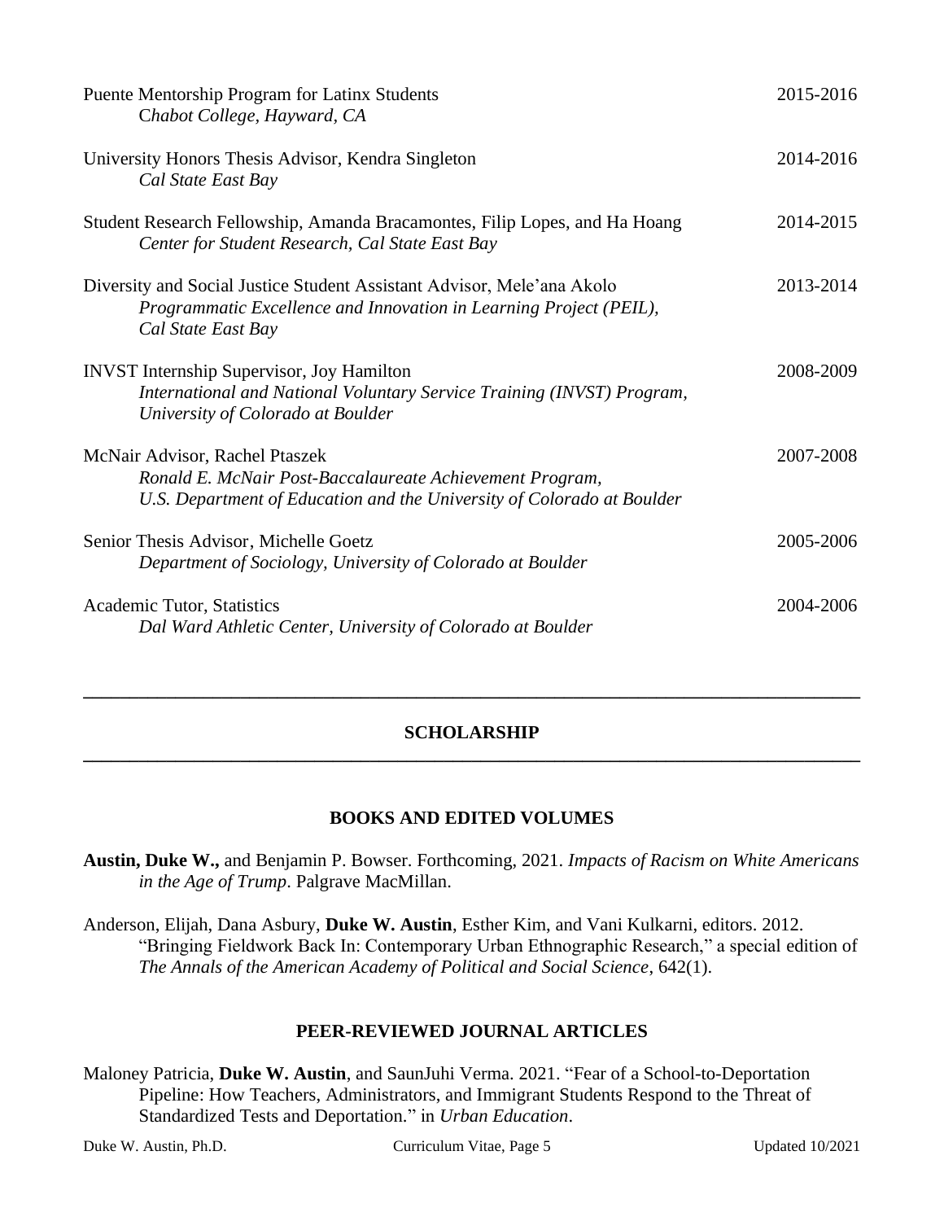Puente Mentorship Program for Latinx Students 2015-2016
*Chabot College, Hayward, CA*

University Honors Thesis Advisor, Kendra Singleton 2014-2016
*Cal State East Bay*

Student Research Fellowship, Amanda Bracamontes, Filip Lopes, and Ha Hoang 2014-2015
*Center for Student Research, Cal State East Bay*

Diversity and Social Justice Student Assistant Advisor, Mele'ana Akolo 2013-2014
*Programmatic Excellence and Innovation in Learning Project (PEIL), Cal State East Bay*

INVST Internship Supervisor, Joy Hamilton 2008-2009
*International and National Voluntary Service Training (INVST) Program, University of Colorado at Boulder*

McNair Advisor, Rachel Ptaszek 2007-2008
*Ronald E. McNair Post-Baccalaureate Achievement Program, U.S. Department of Education and the University of Colorado at Boulder*

Senior Thesis Advisor, Michelle Goetz 2005-2006
*Department of Sociology, University of Colorado at Boulder*

Academic Tutor, Statistics 2004-2006
*Dal Ward Athletic Center, University of Colorado at Boulder*

---

## SCHOLARSHIP

---

### BOOKS AND EDITED VOLUMES

**Austin, Duke W.,** and Benjamin P. Bowser. Forthcoming, 2021. *Impacts of Racism on White Americans in the Age of Trump*. Palgrave MacMillan.

Anderson, Elijah, Dana Asbury, **Duke W. Austin**, Esther Kim, and Vani Kulkarni, editors. 2012. "Bringing Fieldwork Back In: Contemporary Urban Ethnographic Research," a special edition of *The Annals of the American Academy of Political and Social Science*, 642(1).

### PEER-REVIEWED JOURNAL ARTICLES

Maloney Patricia, **Duke W. Austin**, and SaunJuhi Verma. 2021. "Fear of a School-to-Deportation Pipeline: How Teachers, Administrators, and Immigrant Students Respond to the Threat of Standardized Tests and Deportation." in *Urban Education*.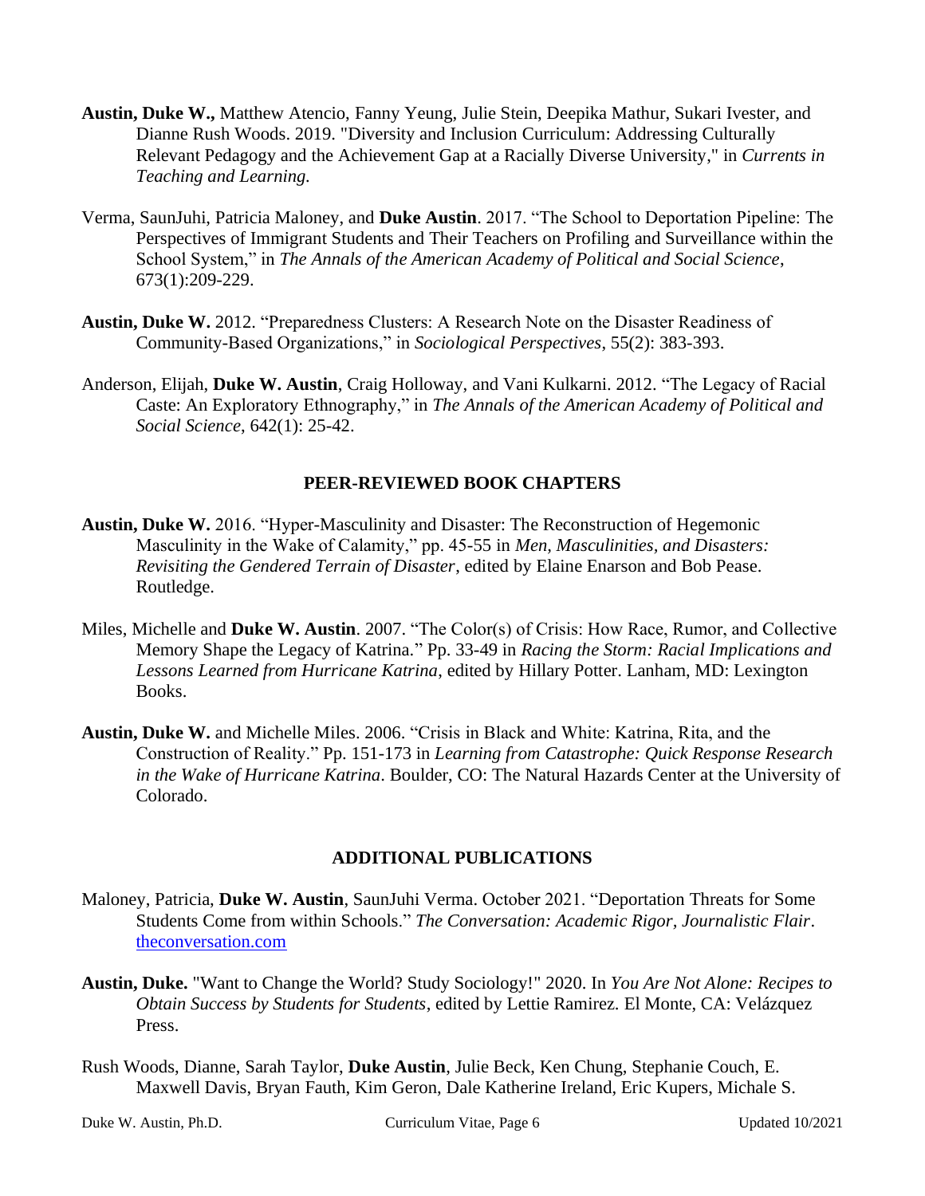**Austin, Duke W.,** Matthew Atencio, Fanny Yeung, Julie Stein, Deepika Mathur, Sukari Ivester, and Dianne Rush Woods. 2019. "Diversity and Inclusion Curriculum: Addressing Culturally Relevant Pedagogy and the Achievement Gap at a Racially Diverse University," in *Currents in Teaching and Learning.*

Verma, SaunJuhi, Patricia Maloney, and **Duke Austin**. 2017. "The School to Deportation Pipeline: The Perspectives of Immigrant Students and Their Teachers on Profiling and Surveillance within the School System," in *The Annals of the American Academy of Political and Social Science*, 673(1):209-229.

**Austin, Duke W.** 2012. "Preparedness Clusters: A Research Note on the Disaster Readiness of Community-Based Organizations," in *Sociological Perspectives*, 55(2): 383-393.

Anderson, Elijah, **Duke W. Austin**, Craig Holloway, and Vani Kulkarni. 2012. "The Legacy of Racial Caste: An Exploratory Ethnography," in *The Annals of the American Academy of Political and Social Science*, 642(1): 25-42.

## PEER-REVIEWED BOOK CHAPTERS

**Austin, Duke W.** 2016. "Hyper-Masculinity and Disaster: The Reconstruction of Hegemonic Masculinity in the Wake of Calamity," pp. 45-55 in *Men, Masculinities, and Disasters: Revisiting the Gendered Terrain of Disaster*, edited by Elaine Enarson and Bob Pease. Routledge.

Miles, Michelle and **Duke W. Austin**. 2007. "The Color(s) of Crisis: How Race, Rumor, and Collective Memory Shape the Legacy of Katrina." Pp. 33-49 in *Racing the Storm: Racial Implications and Lessons Learned from Hurricane Katrina*, edited by Hillary Potter. Lanham, MD: Lexington Books.

**Austin, Duke W.** and Michelle Miles. 2006. "Crisis in Black and White: Katrina, Rita, and the Construction of Reality." Pp. 151-173 in *Learning from Catastrophe: Quick Response Research in the Wake of Hurricane Katrina*. Boulder, CO: The Natural Hazards Center at the University of Colorado.

## ADDITIONAL PUBLICATIONS

Maloney, Patricia, **Duke W. Austin**, SaunJuhi Verma. October 2021. "Deportation Threats for Some Students Come from within Schools." *The Conversation: Academic Rigor, Journalistic Flair*. theconversation.com

**Austin, Duke.** "Want to Change the World? Study Sociology!" 2020. In *You Are Not Alone: Recipes to Obtain Success by Students for Students*, edited by Lettie Ramirez. El Monte, CA: Velázquez Press.

Rush Woods, Dianne, Sarah Taylor, **Duke Austin**, Julie Beck, Ken Chung, Stephanie Couch, E. Maxwell Davis, Bryan Fauth, Kim Geron, Dale Katherine Ireland, Eric Kupers, Michale S.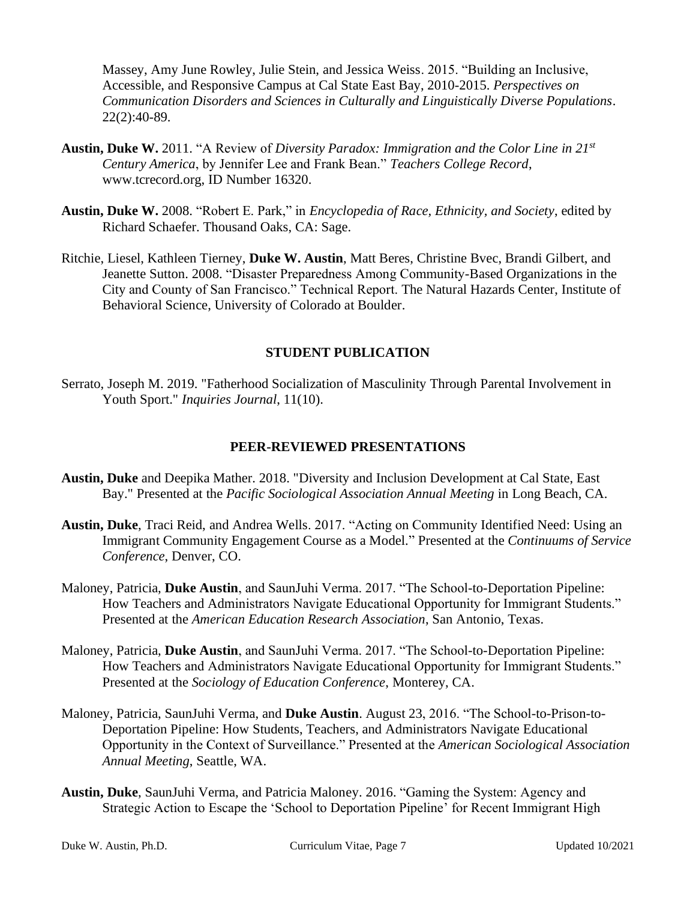Massey, Amy June Rowley, Julie Stein, and Jessica Weiss. 2015. “Building an Inclusive, Accessible, and Responsive Campus at Cal State East Bay, 2010-2015. *Perspectives on Communication Disorders and Sciences in Culturally and Linguistically Diverse Populations*. 22(2):40-89.

**Austin, Duke W.** 2011. “A Review of *Diversity Paradox: Immigration and the Color Line in 21st Century America*, by Jennifer Lee and Frank Bean.” *Teachers College Record*, www.tcrecord.org, ID Number 16320.

**Austin, Duke W.** 2008. “Robert E. Park,” in *Encyclopedia of Race, Ethnicity, and Society*, edited by Richard Schaefer. Thousand Oaks, CA: Sage.

Ritchie, Liesel, Kathleen Tierney, **Duke W. Austin**, Matt Beres, Christine Bvec, Brandi Gilbert, and Jeanette Sutton. 2008. “Disaster Preparedness Among Community-Based Organizations in the City and County of San Francisco.” Technical Report. The Natural Hazards Center, Institute of Behavioral Science, University of Colorado at Boulder.

## STUDENT PUBLICATION

Serrato, Joseph M. 2019. "Fatherhood Socialization of Masculinity Through Parental Involvement in Youth Sport." *Inquiries Journal*, 11(10).

## PEER-REVIEWED PRESENTATIONS

**Austin, Duke** and Deepika Mather. 2018. "Diversity and Inclusion Development at Cal State, East Bay." Presented at the *Pacific Sociological Association Annual Meeting* in Long Beach, CA.

**Austin, Duke**, Traci Reid, and Andrea Wells. 2017. “Acting on Community Identified Need: Using an Immigrant Community Engagement Course as a Model.” Presented at the *Continuums of Service Conference*, Denver, CO.

Maloney, Patricia, **Duke Austin**, and SaunJuhi Verma. 2017. “The School-to-Deportation Pipeline: How Teachers and Administrators Navigate Educational Opportunity for Immigrant Students.” Presented at the *American Education Research Association*, San Antonio, Texas.

Maloney, Patricia, **Duke Austin**, and SaunJuhi Verma. 2017. “The School-to-Deportation Pipeline: How Teachers and Administrators Navigate Educational Opportunity for Immigrant Students.” Presented at the *Sociology of Education Conference*, Monterey, CA.

Maloney, Patricia, SaunJuhi Verma, and **Duke Austin**. August 23, 2016. “The School-to-Prison-to-Deportation Pipeline: How Students, Teachers, and Administrators Navigate Educational Opportunity in the Context of Surveillance.” Presented at the *American Sociological Association Annual Meeting*, Seattle, WA.

**Austin, Duke**, SaunJuhi Verma, and Patricia Maloney. 2016. “Gaming the System: Agency and Strategic Action to Escape the ‘School to Deportation Pipeline’ for Recent Immigrant High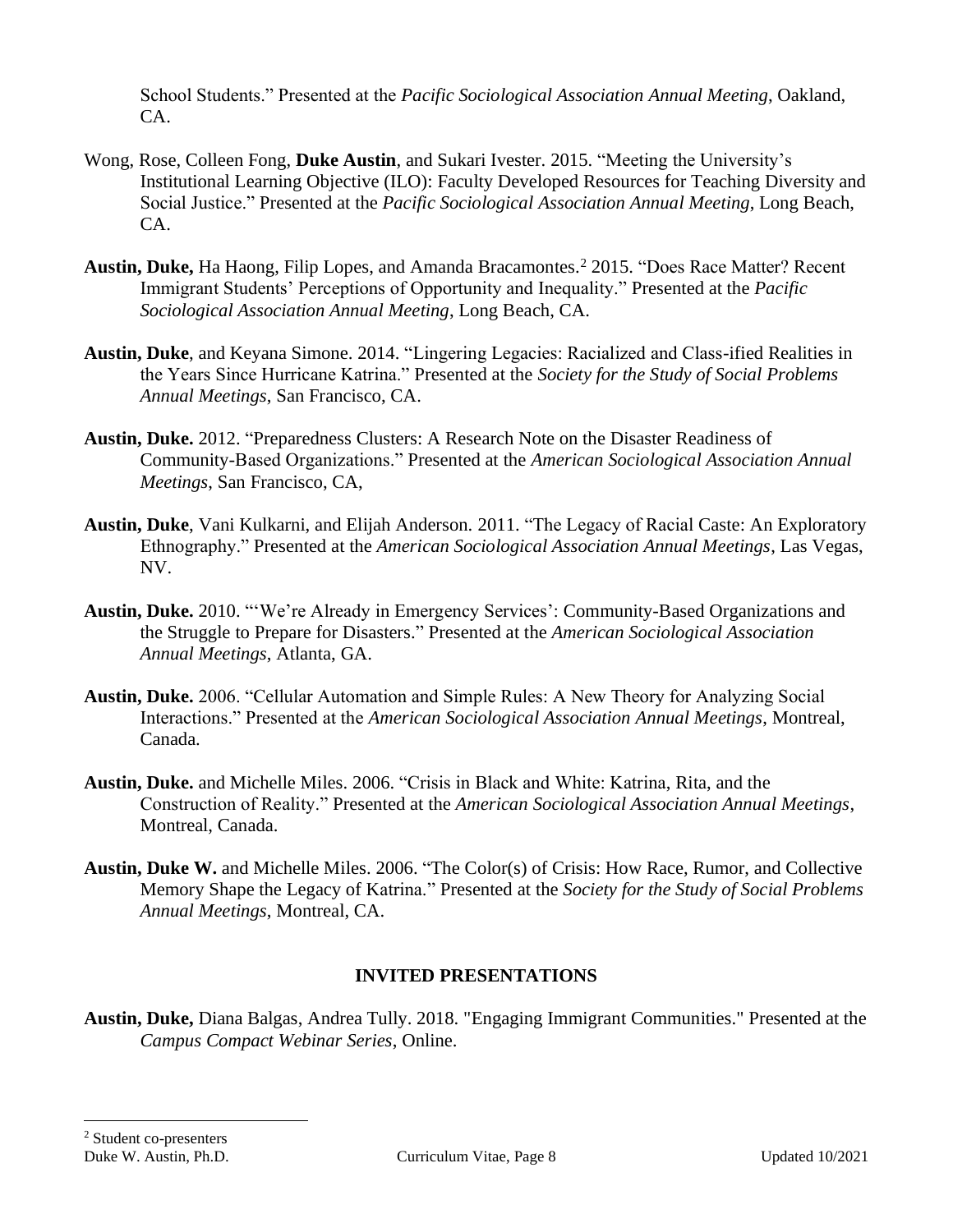School Students." Presented at the *Pacific Sociological Association Annual Meeting*, Oakland, CA.

Wong, Rose, Colleen Fong, **Duke Austin**, and Sukari Ivester. 2015. "Meeting the University's Institutional Learning Objective (ILO): Faculty Developed Resources for Teaching Diversity and Social Justice." Presented at the *Pacific Sociological Association Annual Meeting*, Long Beach, CA.

**Austin, Duke,** Ha Haong, Filip Lopes, and Amanda Bracamontes.[2] 2015. "Does Race Matter? Recent Immigrant Students' Perceptions of Opportunity and Inequality." Presented at the *Pacific Sociological Association Annual Meeting*, Long Beach, CA.

**Austin, Duke**, and Keyana Simone. 2014. "Lingering Legacies: Racialized and Class-ified Realities in the Years Since Hurricane Katrina." Presented at the *Society for the Study of Social Problems Annual Meetings*, San Francisco, CA.

**Austin, Duke.** 2012. "Preparedness Clusters: A Research Note on the Disaster Readiness of Community-Based Organizations." Presented at the *American Sociological Association Annual Meetings*, San Francisco, CA,

**Austin, Duke**, Vani Kulkarni, and Elijah Anderson. 2011. "The Legacy of Racial Caste: An Exploratory Ethnography." Presented at the *American Sociological Association Annual Meetings*, Las Vegas, NV.

**Austin, Duke.** 2010. "'We're Already in Emergency Services': Community-Based Organizations and the Struggle to Prepare for Disasters." Presented at the *American Sociological Association Annual Meetings*, Atlanta, GA.

**Austin, Duke.** 2006. "Cellular Automation and Simple Rules: A New Theory for Analyzing Social Interactions." Presented at the *American Sociological Association Annual Meetings*, Montreal, Canada.

**Austin, Duke.** and Michelle Miles. 2006. "Crisis in Black and White: Katrina, Rita, and the Construction of Reality." Presented at the *American Sociological Association Annual Meetings*, Montreal, Canada.

**Austin, Duke W.** and Michelle Miles. 2006. "The Color(s) of Crisis: How Race, Rumor, and Collective Memory Shape the Legacy of Katrina." Presented at the *Society for the Study of Social Problems Annual Meetings*, Montreal, CA.

## INVITED PRESENTATIONS

**Austin, Duke,** Diana Balgas, Andrea Tully. 2018. "Engaging Immigrant Communities." Presented at the *Campus Compact Webinar Series*, Online.

---

[2] Student co-presenters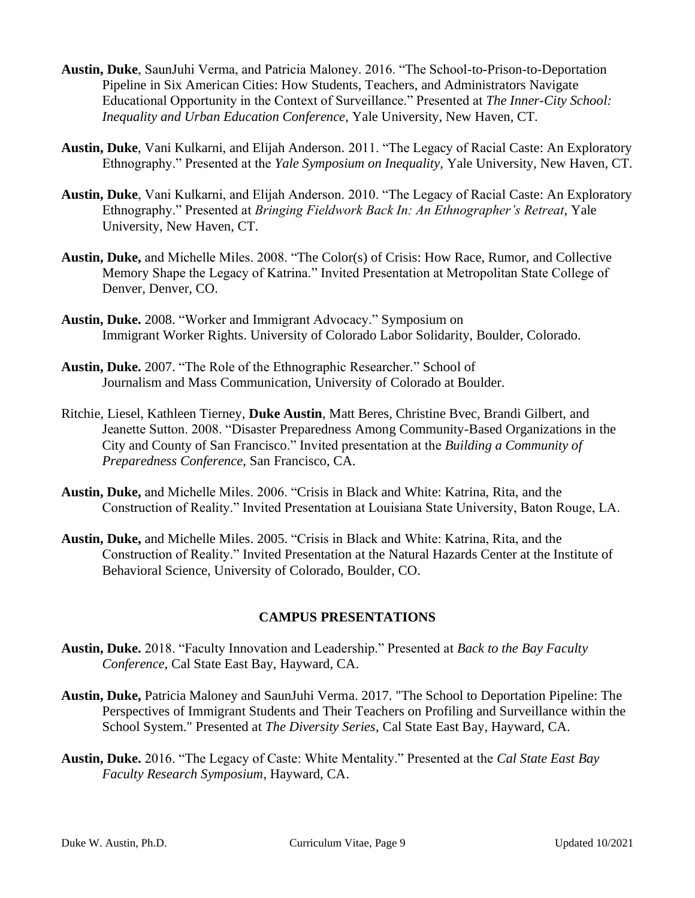**Austin, Duke**, SaunJuhi Verma, and Patricia Maloney. 2016. "The School-to-Prison-to-Deportation Pipeline in Six American Cities: How Students, Teachers, and Administrators Navigate Educational Opportunity in the Context of Surveillance." Presented at *The Inner-City School: Inequality and Urban Education Conference*, Yale University, New Haven, CT.

**Austin, Duke**, Vani Kulkarni, and Elijah Anderson. 2011. "The Legacy of Racial Caste: An Exploratory Ethnography." Presented at the *Yale Symposium on Inequality,* Yale University, New Haven, CT.

**Austin, Duke**, Vani Kulkarni, and Elijah Anderson. 2010. "The Legacy of Racial Caste: An Exploratory Ethnography." Presented at *Bringing Fieldwork Back In: An Ethnographer's Retreat*, Yale University, New Haven, CT.

**Austin, Duke,** and Michelle Miles. 2008. "The Color(s) of Crisis: How Race, Rumor, and Collective Memory Shape the Legacy of Katrina." Invited Presentation at Metropolitan State College of Denver, Denver, CO.

**Austin, Duke.** 2008. "Worker and Immigrant Advocacy." Symposium on Immigrant Worker Rights. University of Colorado Labor Solidarity, Boulder, Colorado.

**Austin, Duke.** 2007. "The Role of the Ethnographic Researcher." School of Journalism and Mass Communication, University of Colorado at Boulder.

Ritchie, Liesel, Kathleen Tierney, **Duke Austin**, Matt Beres, Christine Bvec, Brandi Gilbert, and Jeanette Sutton. 2008. "Disaster Preparedness Among Community-Based Organizations in the City and County of San Francisco." Invited presentation at the *Building a Community of Preparedness Conference*, San Francisco, CA.

**Austin, Duke,** and Michelle Miles. 2006. "Crisis in Black and White: Katrina, Rita, and the Construction of Reality." Invited Presentation at Louisiana State University, Baton Rouge, LA.

**Austin, Duke,** and Michelle Miles. 2005. "Crisis in Black and White: Katrina, Rita, and the Construction of Reality." Invited Presentation at the Natural Hazards Center at the Institute of Behavioral Science, University of Colorado, Boulder, CO.

## CAMPUS PRESENTATIONS

**Austin, Duke.** 2018. "Faculty Innovation and Leadership." Presented at *Back to the Bay Faculty Conference*, Cal State East Bay, Hayward, CA.

**Austin, Duke,** Patricia Maloney and SaunJuhi Verma. 2017. "The School to Deportation Pipeline: The Perspectives of Immigrant Students and Their Teachers on Profiling and Surveillance within the School System." Presented at *The Diversity Series*, Cal State East Bay, Hayward, CA.

**Austin, Duke.** 2016. "The Legacy of Caste: White Mentality." Presented at the *Cal State East Bay Faculty Research Symposium*, Hayward, CA.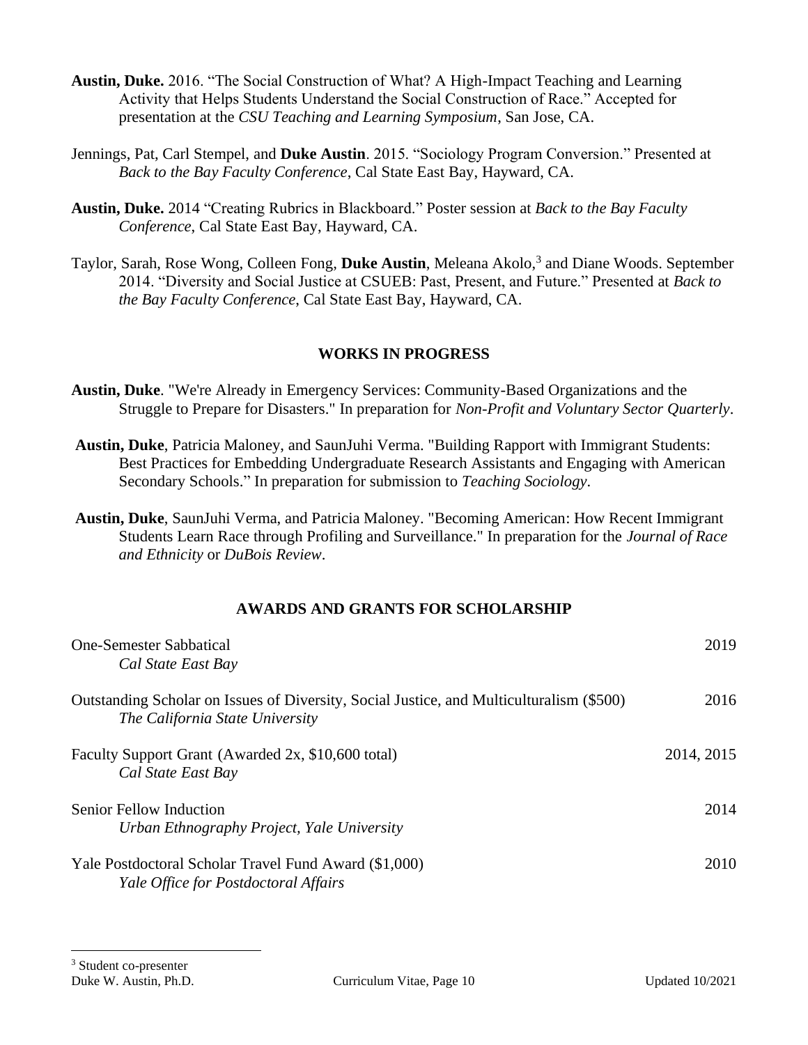**Austin, Duke.** 2016. "The Social Construction of What? A High-Impact Teaching and Learning Activity that Helps Students Understand the Social Construction of Race." Accepted for presentation at the *CSU Teaching and Learning Symposium*, San Jose, CA.

Jennings, Pat, Carl Stempel, and **Duke Austin**. 2015. "Sociology Program Conversion." Presented at *Back to the Bay Faculty Conference*, Cal State East Bay, Hayward, CA.

**Austin, Duke.** 2014 "Creating Rubrics in Blackboard." Poster session at *Back to the Bay Faculty Conference*, Cal State East Bay, Hayward, CA.

Taylor, Sarah, Rose Wong, Colleen Fong, **Duke Austin**, Meleana Akolo,[3] and Diane Woods. September 2014. "Diversity and Social Justice at CSUEB: Past, Present, and Future." Presented at *Back to the Bay Faculty Conference*, Cal State East Bay, Hayward, CA.

## WORKS IN PROGRESS

**Austin, Duke**. "We're Already in Emergency Services: Community-Based Organizations and the Struggle to Prepare for Disasters." In preparation for *Non-Profit and Voluntary Sector Quarterly*.

**Austin, Duke**, Patricia Maloney, and SaunJuhi Verma. "Building Rapport with Immigrant Students: Best Practices for Embedding Undergraduate Research Assistants and Engaging with American Secondary Schools." In preparation for submission to *Teaching Sociology*.

**Austin, Duke**, SaunJuhi Verma, and Patricia Maloney. "Becoming American: How Recent Immigrant Students Learn Race through Profiling and Surveillance." In preparation for the *Journal of Race and Ethnicity* or *DuBois Review*.

## AWARDS AND GRANTS FOR SCHOLARSHIP

One-Semester Sabbatical — 2019
*Cal State East Bay*

Outstanding Scholar on Issues of Diversity, Social Justice, and Multiculturalism ($500) — 2016
*The California State University*

Faculty Support Grant (Awarded 2x, $10,600 total) — 2014, 2015
*Cal State East Bay*

Senior Fellow Induction — 2014
*Urban Ethnography Project, Yale University*

Yale Postdoctoral Scholar Travel Fund Award ($1,000) — 2010
*Yale Office for Postdoctoral Affairs*

[3] Student co-presenter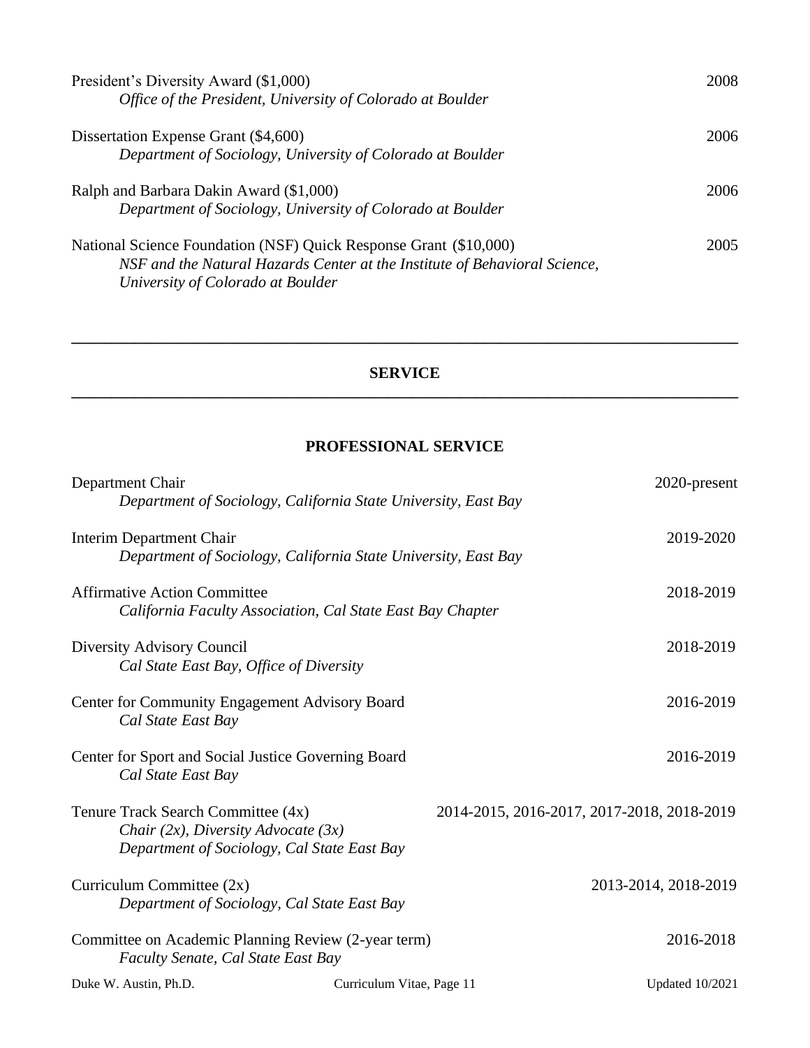President's Diversity Award ($1,000) — 2008
*Office of the President, University of Colorado at Boulder*

Dissertation Expense Grant ($4,600) — 2006
*Department of Sociology, University of Colorado at Boulder*

Ralph and Barbara Dakin Award ($1,000) — 2006
*Department of Sociology, University of Colorado at Boulder*

National Science Foundation (NSF) Quick Response Grant ($10,000) — 2005
*NSF and the Natural Hazards Center at the Institute of Behavioral Science, University of Colorado at Boulder*

---

## SERVICE

---

### PROFESSIONAL SERVICE

Department Chair — 2020-present
*Department of Sociology, California State University, East Bay*

Interim Department Chair — 2019-2020
*Department of Sociology, California State University, East Bay*

Affirmative Action Committee — 2018-2019
*California Faculty Association, Cal State East Bay Chapter*

Diversity Advisory Council — 2018-2019
*Cal State East Bay, Office of Diversity*

Center for Community Engagement Advisory Board — 2016-2019
*Cal State East Bay*

Center for Sport and Social Justice Governing Board — 2016-2019
*Cal State East Bay*

Tenure Track Search Committee (4x) — 2014-2015, 2016-2017, 2017-2018, 2018-2019
*Chair (2x), Diversity Advocate (3x)*
*Department of Sociology, Cal State East Bay*

Curriculum Committee (2x) — 2013-2014, 2018-2019
*Department of Sociology, Cal State East Bay*

Committee on Academic Planning Review (2-year term) — 2016-2018
*Faculty Senate, Cal State East Bay*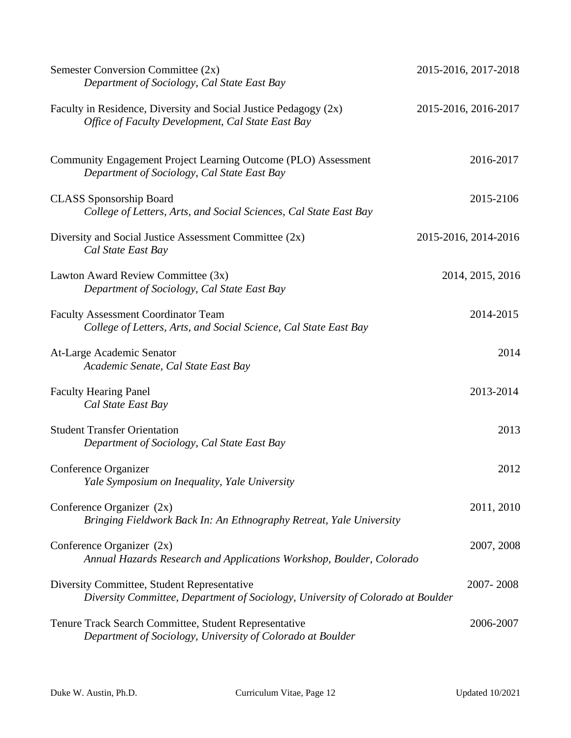Semester Conversion Committee (2x) 2015-2016, 2017-2018
*Department of Sociology, Cal State East Bay*

Faculty in Residence, Diversity and Social Justice Pedagogy (2x) 2015-2016, 2016-2017
*Office of Faculty Development, Cal State East Bay*

Community Engagement Project Learning Outcome (PLO) Assessment 2016-2017
*Department of Sociology, Cal State East Bay*

CLASS Sponsorship Board 2015-2106
*College of Letters, Arts, and Social Sciences, Cal State East Bay*

Diversity and Social Justice Assessment Committee (2x) 2015-2016, 2014-2016
*Cal State East Bay*

Lawton Award Review Committee (3x) 2014, 2015, 2016
*Department of Sociology, Cal State East Bay*

Faculty Assessment Coordinator Team 2014-2015
*College of Letters, Arts, and Social Science, Cal State East Bay*

At-Large Academic Senator 2014
*Academic Senate, Cal State East Bay*

Faculty Hearing Panel 2013-2014
*Cal State East Bay*

Student Transfer Orientation 2013
*Department of Sociology, Cal State East Bay*

Conference Organizer 2012
*Yale Symposium on Inequality, Yale University*

Conference Organizer (2x) 2011, 2010
*Bringing Fieldwork Back In: An Ethnography Retreat, Yale University*

Conference Organizer (2x) 2007, 2008
*Annual Hazards Research and Applications Workshop, Boulder, Colorado*

Diversity Committee, Student Representative 2007- 2008
*Diversity Committee, Department of Sociology, University of Colorado at Boulder*

Tenure Track Search Committee, Student Representative 2006-2007
*Department of Sociology, University of Colorado at Boulder*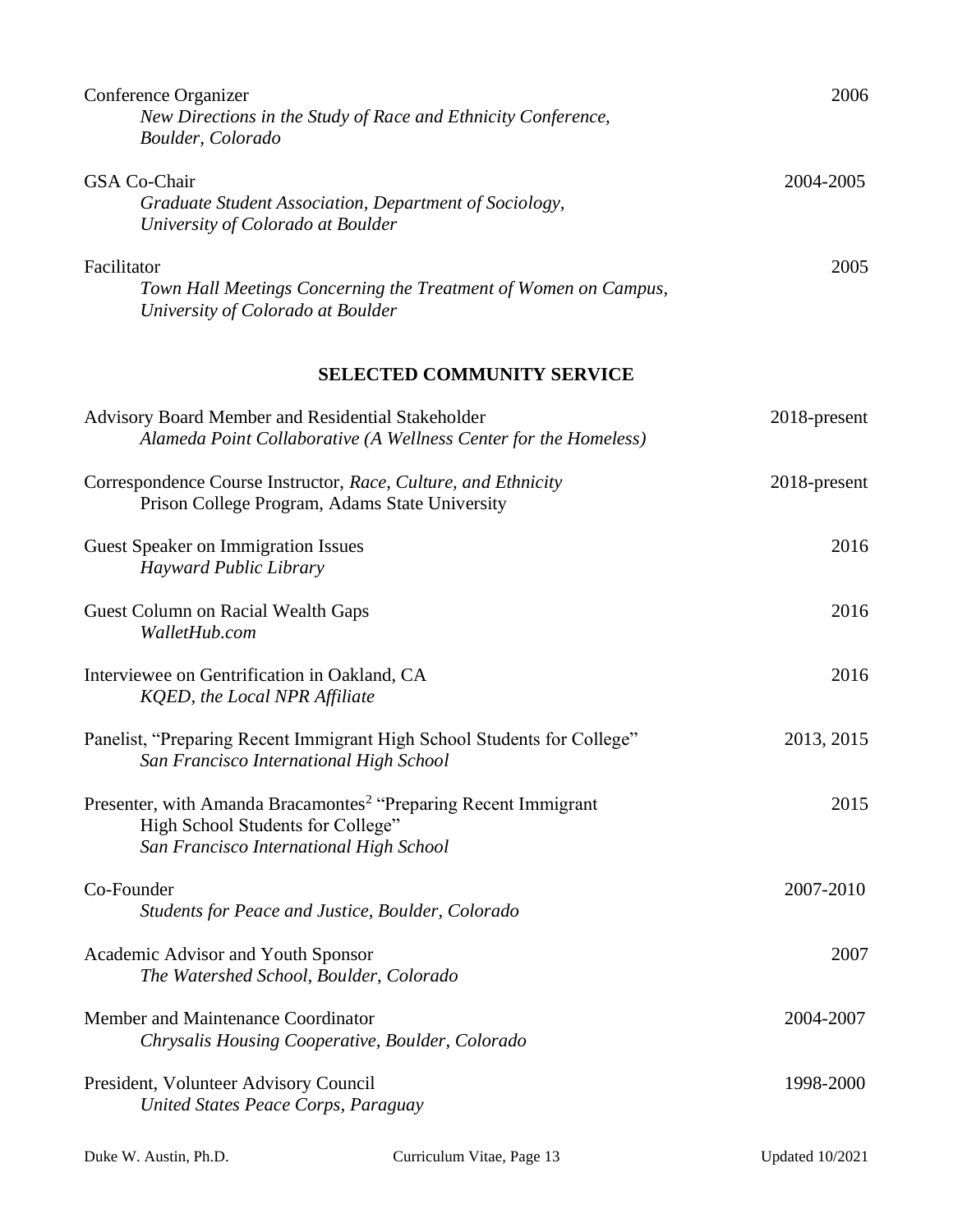Conference Organizer — 2006
*New Directions in the Study of Race and Ethnicity Conference, Boulder, Colorado*

GSA Co-Chair — 2004-2005
*Graduate Student Association, Department of Sociology, University of Colorado at Boulder*

Facilitator — 2005
*Town Hall Meetings Concerning the Treatment of Women on Campus, University of Colorado at Boulder*

## SELECTED COMMUNITY SERVICE

Advisory Board Member and Residential Stakeholder — 2018-present
*Alameda Point Collaborative (A Wellness Center for the Homeless)*

Correspondence Course Instructor, *Race, Culture, and Ethnicity* — 2018-present
Prison College Program, Adams State University

Guest Speaker on Immigration Issues — 2016
*Hayward Public Library*

Guest Column on Racial Wealth Gaps — 2016
*WalletHub.com*

Interviewee on Gentrification in Oakland, CA — 2016
*KQED, the Local NPR Affiliate*

Panelist, "Preparing Recent Immigrant High School Students for College" — 2013, 2015
*San Francisco International High School*

Presenter, with Amanda Bracamontes[2] "Preparing Recent Immigrant High School Students for College" — 2015
*San Francisco International High School*

Co-Founder — 2007-2010
*Students for Peace and Justice, Boulder, Colorado*

Academic Advisor and Youth Sponsor — 2007
*The Watershed School, Boulder, Colorado*

Member and Maintenance Coordinator — 2004-2007
*Chrysalis Housing Cooperative, Boulder, Colorado*

President, Volunteer Advisory Council — 1998-2000
*United States Peace Corps, Paraguay*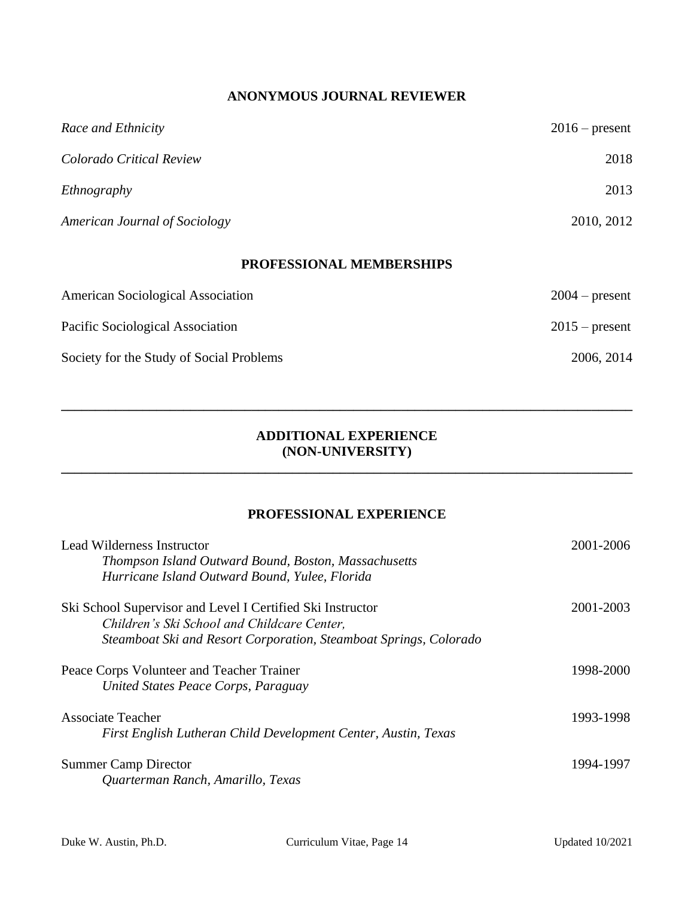## ANONYMOUS JOURNAL REVIEWER

| | |
|---|---|
| *Race and Ethnicity* | 2016 – present |
| *Colorado Critical Review* | 2018 |
| *Ethnography* | 2013 |
| *American Journal of Sociology* | 2010, 2012 |

## PROFESSIONAL MEMBERSHIPS

| | |
|---|---|
| American Sociological Association | 2004 – present |
| Pacific Sociological Association | 2015 – present |
| Society for the Study of Social Problems | 2006, 2014 |

---

# ADDITIONAL EXPERIENCE (NON-UNIVERSITY)

---

## PROFESSIONAL EXPERIENCE

Lead Wilderness Instructor — 2001-2006
*Thompson Island Outward Bound, Boston, Massachusetts*
*Hurricane Island Outward Bound, Yulee, Florida*

Ski School Supervisor and Level I Certified Ski Instructor — 2001-2003
*Children's Ski School and Childcare Center,*
*Steamboat Ski and Resort Corporation, Steamboat Springs, Colorado*

Peace Corps Volunteer and Teacher Trainer — 1998-2000
*United States Peace Corps, Paraguay*

Associate Teacher — 1993-1998
*First English Lutheran Child Development Center, Austin, Texas*

Summer Camp Director — 1994-1997
*Quarterman Ranch, Amarillo, Texas*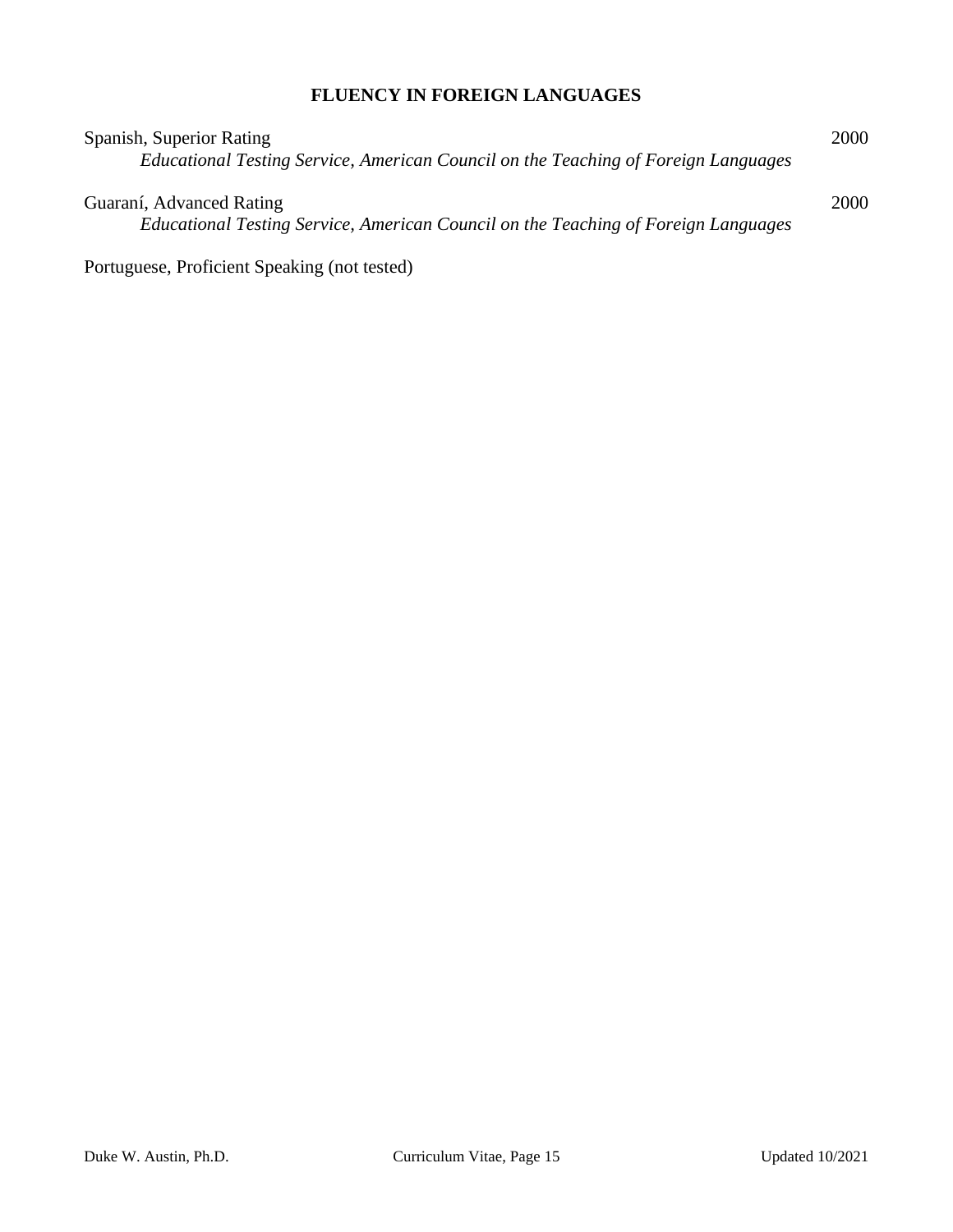## FLUENCY IN FOREIGN LANGUAGES

Spanish, Superior Rating 2000
*Educational Testing Service, American Council on the Teaching of Foreign Languages*

Guaraní, Advanced Rating 2000
*Educational Testing Service, American Council on the Teaching of Foreign Languages*

Portuguese, Proficient Speaking (not tested)